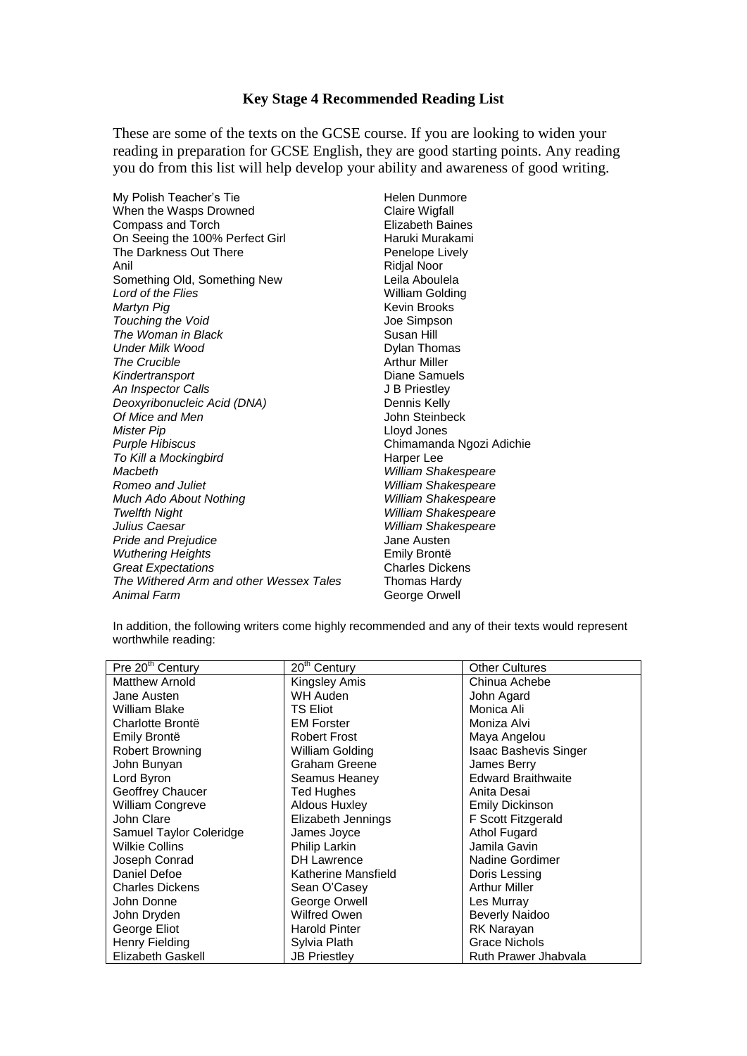# Key Stage 4 Recommended Reading List

These are some of the texts on the GCSE course. If you are looking to widen your reading in preparation for GCSE English, they are good starting points. Any reading you do from this list will help develop your ability and awareness of good writing.

| | |
|---|---|
| My Polish Teacher's Tie | Helen Dunmore |
| When the Wasps Drowned | Claire Wigfall |
| Compass and Torch | Elizabeth Baines |
| On Seeing the 100% Perfect Girl | Haruki Murakami |
| The Darkness Out There | Penelope Lively |
| Anil | Ridjal Noor |
| Something Old, Something New | Leila Aboulela |
| *Lord of the Flies* | William Golding |
| *Martyn Pig* | Kevin Brooks |
| *Touching the Void* | Joe Simpson |
| *The Woman in Black* | Susan Hill |
| *Under Milk Wood* | Dylan Thomas |
| *The Crucible* | Arthur Miller |
| *Kindertransport* | Diane Samuels |
| *An Inspector Calls* | J B Priestley |
| *Deoxyribonucleic Acid (DNA)* | Dennis Kelly |
| *Of Mice and Men* | John Steinbeck |
| *Mister Pip* | Lloyd Jones |
| *Purple Hibiscus* | Chimamanda Ngozi Adichie |
| *To Kill a Mockingbird* | Harper Lee |
| *Macbeth* | *William Shakespeare* |
| *Romeo and Juliet* | *William Shakespeare* |
| *Much Ado About Nothing* | *William Shakespeare* |
| *Twelfth Night* | *William Shakespeare* |
| *Julius Caesar* | *William Shakespeare* |
| *Pride and Prejudice* | Jane Austen |
| *Wuthering Heights* | Emily Brontë |
| *Great Expectations* | Charles Dickens |
| *The Withered Arm and other Wessex Tales* | Thomas Hardy |
| *Animal Farm* | George Orwell |

In addition, the following writers come highly recommended and any of their texts would represent worthwhile reading:

| Pre 20th Century | 20th Century | Other Cultures |
|---|---|---|
| Matthew Arnold | Kingsley Amis | Chinua Achebe |
| Jane Austen | WH Auden | John Agard |
| William Blake | TS Eliot | Monica Ali |
| Charlotte Brontë | EM Forster | Moniza Alvi |
| Emily Brontë | Robert Frost | Maya Angelou |
| Robert Browning | William Golding | Isaac Bashevis Singer |
| John Bunyan | Graham Greene | James Berry |
| Lord Byron | Seamus Heaney | Edward Braithwaite |
| Geoffrey Chaucer | Ted Hughes | Anita Desai |
| William Congreve | Aldous Huxley | Emily Dickinson |
| John Clare | Elizabeth Jennings | F Scott Fitzgerald |
| Samuel Taylor Coleridge | James Joyce | Athol Fugard |
| Wilkie Collins | Philip Larkin | Jamila Gavin |
| Joseph Conrad | DH Lawrence | Nadine Gordimer |
| Daniel Defoe | Katherine Mansfield | Doris Lessing |
| Charles Dickens | Sean O'Casey | Arthur Miller |
| John Donne | George Orwell | Les Murray |
| John Dryden | Wilfred Owen | Beverly Naidoo |
| George Eliot | Harold Pinter | RK Narayan |
| Henry Fielding | Sylvia Plath | Grace Nichols |
| Elizabeth Gaskell | JB Priestley | Ruth Prawer Jhabvala |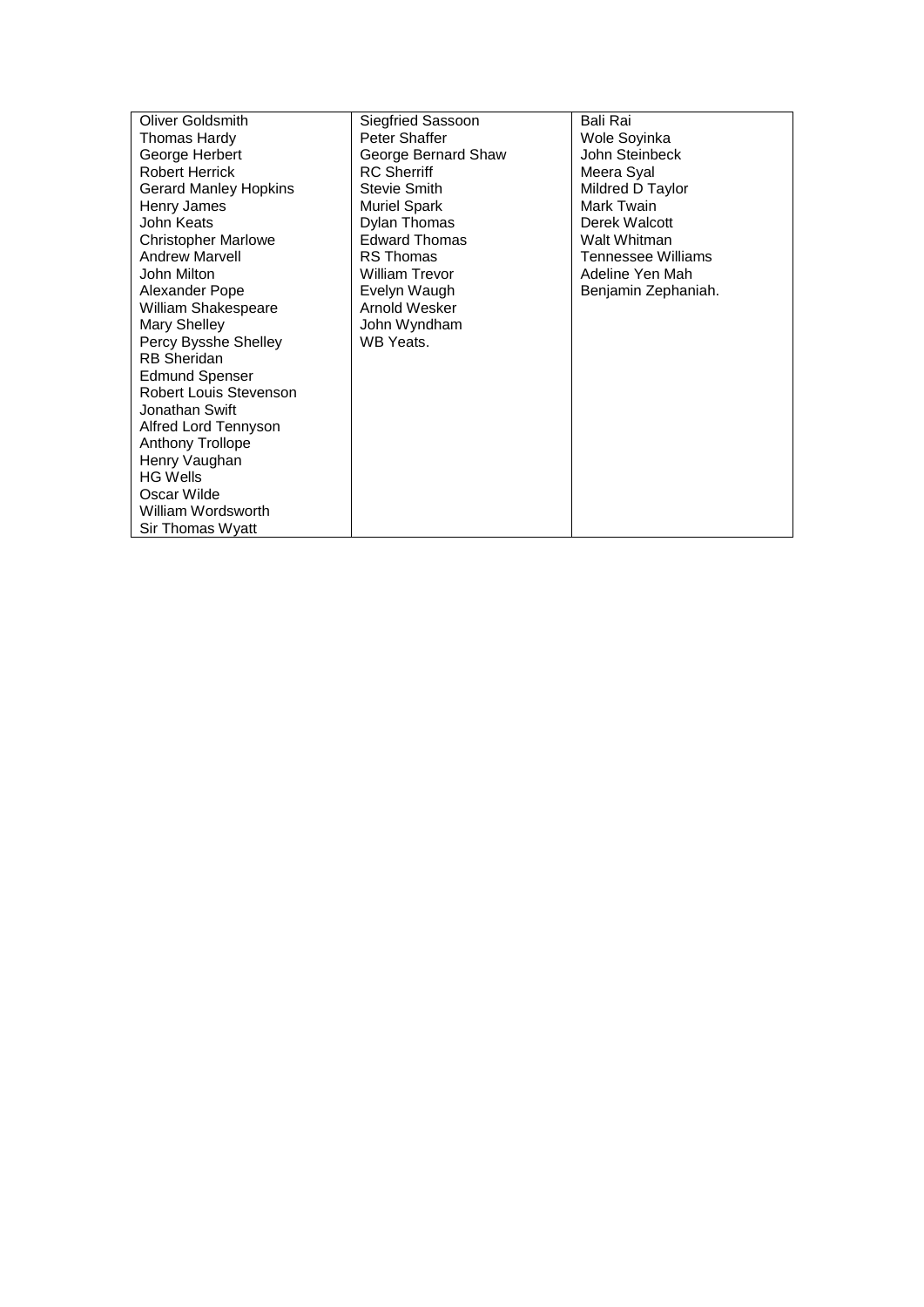| | | |
|---|---|---|
| Oliver Goldsmith | Siegfried Sassoon | Bali Rai |
| Thomas Hardy | Peter Shaffer | Wole Soyinka |
| George Herbert | George Bernard Shaw | John Steinbeck |
| Robert Herrick | RC Sherriff | Meera Syal |
| Gerard Manley Hopkins | Stevie Smith | Mildred D Taylor |
| Henry James | Muriel Spark | Mark Twain |
| John Keats | Dylan Thomas | Derek Walcott |
| Christopher Marlowe | Edward Thomas | Walt Whitman |
| Andrew Marvell | RS Thomas | Tennessee Williams |
| John Milton | William Trevor | Adeline Yen Mah |
| Alexander Pope | Evelyn Waugh | Benjamin Zephaniah. |
| William Shakespeare | Arnold Wesker | |
| Mary Shelley | John Wyndham | |
| Percy Bysshe Shelley | WB Yeats. | |
| RB Sheridan | | |
| Edmund Spenser | | |
| Robert Louis Stevenson | | |
| Jonathan Swift | | |
| Alfred Lord Tennyson | | |
| Anthony Trollope | | |
| Henry Vaughan | | |
| HG Wells | | |
| Oscar Wilde | | |
| William Wordsworth | | |
| Sir Thomas Wyatt | | |